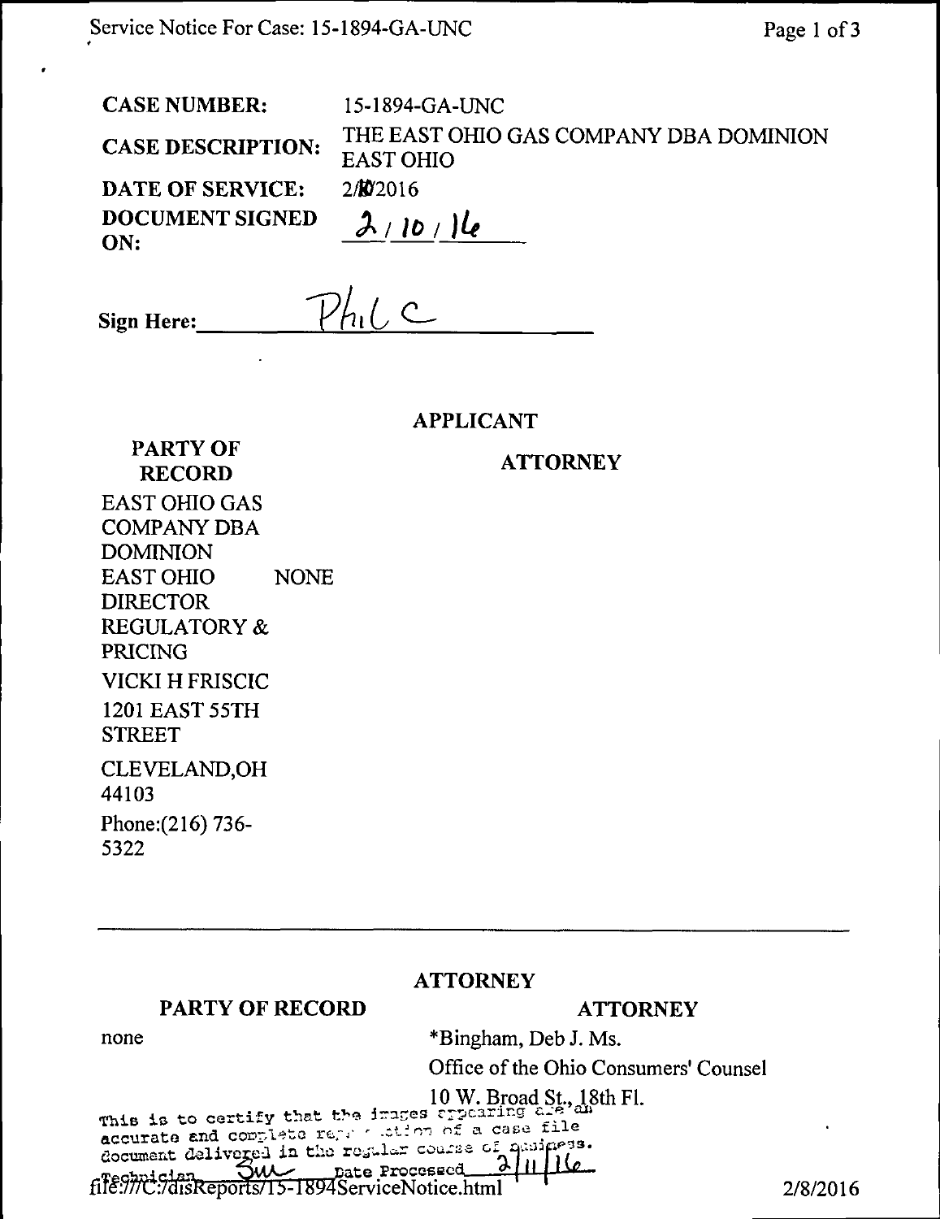| | |
|---|---|
| **CASE NUMBER:** | 15-1894-GA-UNC |
| **CASE DESCRIPTION:** | THE EAST OHIO GAS COMPANY DBA DOMINION EAST OHIO |
| **DATE OF SERVICE:** | 2/10/2016 |
| **DOCUMENT SIGNED ON:** | 2/10/16 |

**Sign Here:** Phil C

## APPLICANT

| PARTY OF RECORD | ATTORNEY |
|---|---|
| EAST OHIO GAS COMPANY DBA DOMINION EAST OHIO<br>DIRECTOR REGULATORY & PRICING<br>VICKI H FRISCIC<br>1201 EAST 55TH STREET<br>CLEVELAND,OH 44103<br>Phone:(216) 736-5322 | NONE |

## ATTORNEY

| PARTY OF RECORD | ATTORNEY |
|---|---|
| none | *Bingham, Deb J. Ms.<br>Office of the Ohio Consumers' Counsel<br>10 W. Broad St., 18th Fl. |

This is to certify that the images appearing are an accurate and complete reproduction of a case file document delivered in the regular course of business.
Technician SW Date Processed 2/11/16

file:///C:/disReports/15-1894ServiceNotice.html 2/8/2016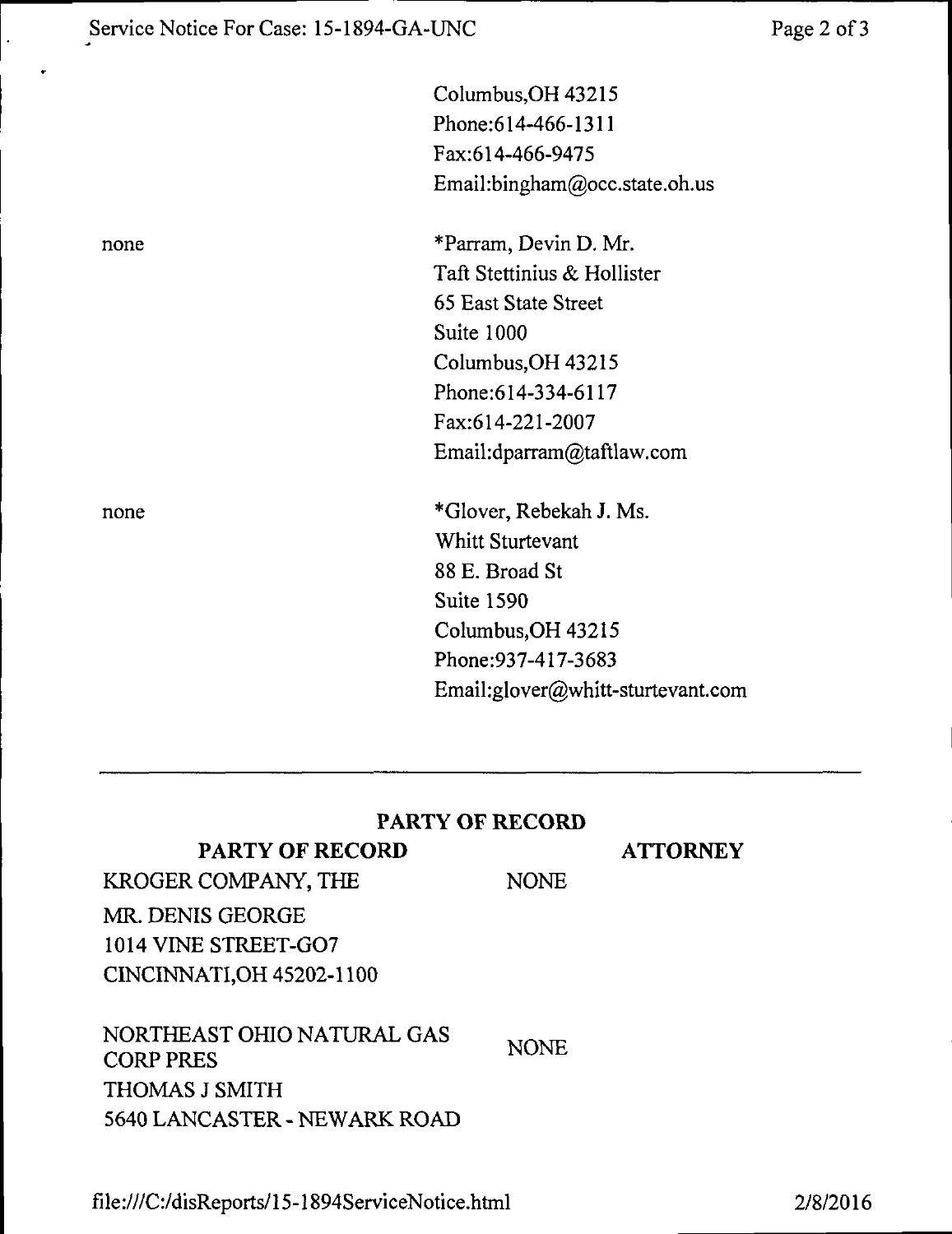| | |
|---|---|
| | Columbus,OH 43215<br>Phone:614-466-1311<br>Fax:614-466-9475<br>Email:bingham@occ.state.oh.us |
| none | *Parram, Devin D. Mr.<br>Taft Stettinius & Hollister<br>65 East State Street<br>Suite 1000<br>Columbus,OH 43215<br>Phone:614-334-6117<br>Fax:614-221-2007<br>Email:dparram@taftlaw.com |
| none | *Glover, Rebekah J. Ms.<br>Whitt Sturtevant<br>88 E. Broad St<br>Suite 1590<br>Columbus,OH 43215<br>Phone:937-417-3683<br>Email:glover@whitt-sturtevant.com |

---

## PARTY OF RECORD

| PARTY OF RECORD | ATTORNEY |
|---|---|
| KROGER COMPANY, THE<br>MR. DENIS GEORGE<br>1014 VINE STREET-GO7<br>CINCINNATI,OH 45202-1100 | NONE |
| NORTHEAST OHIO NATURAL GAS CORP PRES<br>THOMAS J SMITH<br>5640 LANCASTER - NEWARK ROAD | NONE |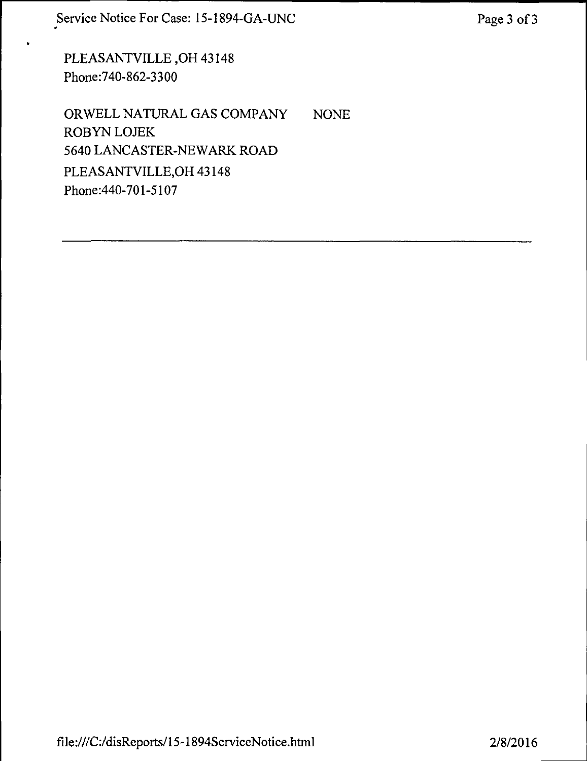PLEASANTVILLE ,OH 43148
Phone:740-862-3300

ORWELL NATURAL GAS COMPANY NONE
ROBYN LOJEK
5640 LANCASTER-NEWARK ROAD
PLEASANTVILLE,OH 43148
Phone:440-701-5107

---